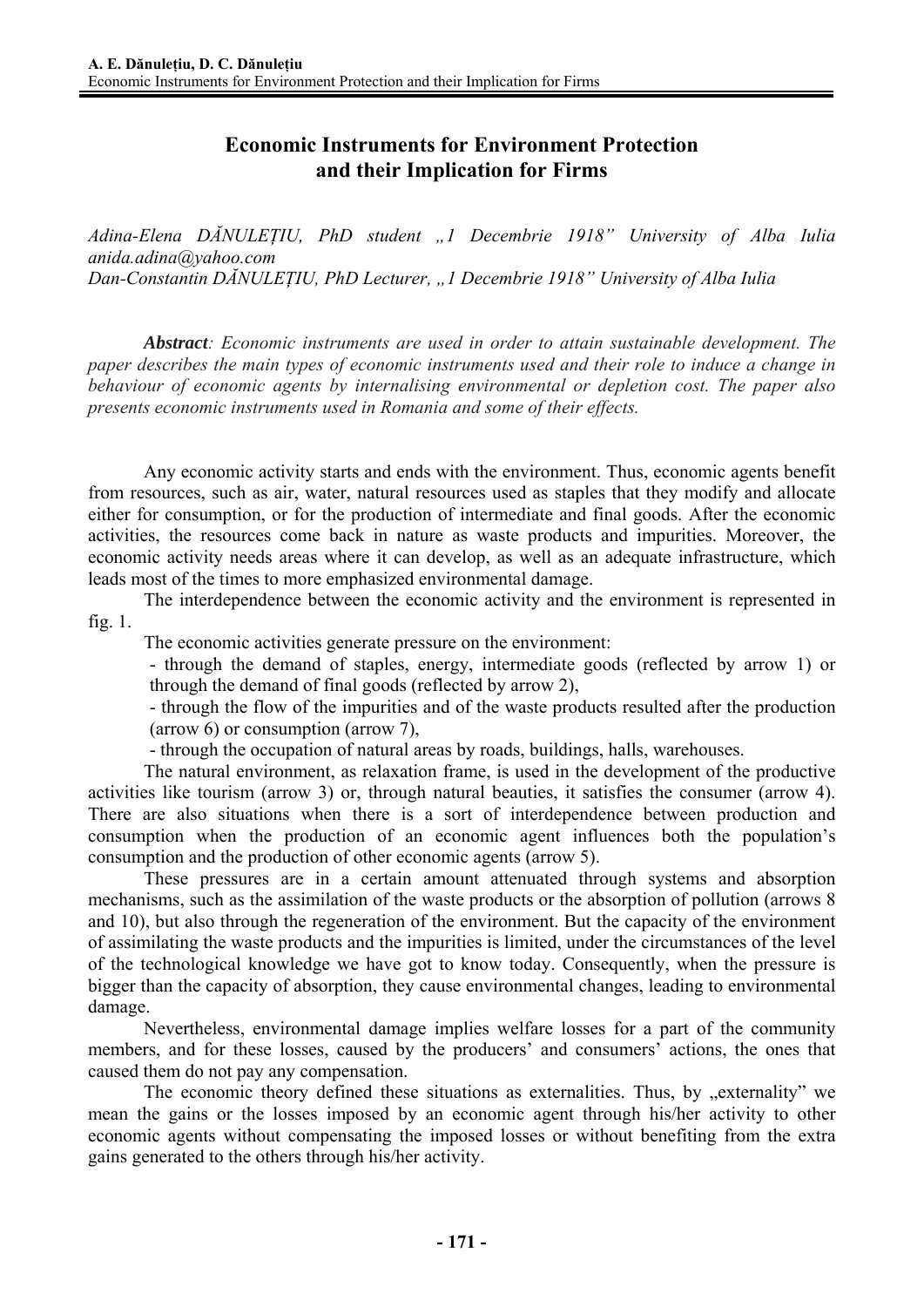# Economic Instruments for Environment Protection and their Implication for Firms

*Adina-Elena DĂNULEȚIU, PhD student „1 Decembrie 1918" University of Alba Iulia anida.adina@yahoo.com*
*Dan-Constantin DĂNULEȚIU, PhD Lecturer, „1 Decembrie 1918" University of Alba Iulia*

***Abstract**: Economic instruments are used in order to attain sustainable development. The paper describes the main types of economic instruments used and their role to induce a change in behaviour of economic agents by internalising environmental or depletion cost. The paper also presents economic instruments used in Romania and some of their effects.*

Any economic activity starts and ends with the environment. Thus, economic agents benefit from resources, such as air, water, natural resources used as staples that they modify and allocate either for consumption, or for the production of intermediate and final goods. After the economic activities, the resources come back in nature as waste products and impurities. Moreover, the economic activity needs areas where it can develop, as well as an adequate infrastructure, which leads most of the times to more emphasized environmental damage.

The interdependence between the economic activity and the environment is represented in fig. 1.

The economic activities generate pressure on the environment:

- through the demand of staples, energy, intermediate goods (reflected by arrow 1) or through the demand of final goods (reflected by arrow 2),
- through the flow of the impurities and of the waste products resulted after the production (arrow 6) or consumption (arrow 7),
- through the occupation of natural areas by roads, buildings, halls, warehouses.

The natural environment, as relaxation frame, is used in the development of the productive activities like tourism (arrow 3) or, through natural beauties, it satisfies the consumer (arrow 4). There are also situations when there is a sort of interdependence between production and consumption when the production of an economic agent influences both the population's consumption and the production of other economic agents (arrow 5).

These pressures are in a certain amount attenuated through systems and absorption mechanisms, such as the assimilation of the waste products or the absorption of pollution (arrows 8 and 10), but also through the regeneration of the environment. But the capacity of the environment of assimilating the waste products and the impurities is limited, under the circumstances of the level of the technological knowledge we have got to know today. Consequently, when the pressure is bigger than the capacity of absorption, they cause environmental changes, leading to environmental damage.

Nevertheless, environmental damage implies welfare losses for a part of the community members, and for these losses, caused by the producers' and consumers' actions, the ones that caused them do not pay any compensation.

The economic theory defined these situations as externalities. Thus, by „externality" we mean the gains or the losses imposed by an economic agent through his/her activity to other economic agents without compensating the imposed losses or without benefiting from the extra gains generated to the others through his/her activity.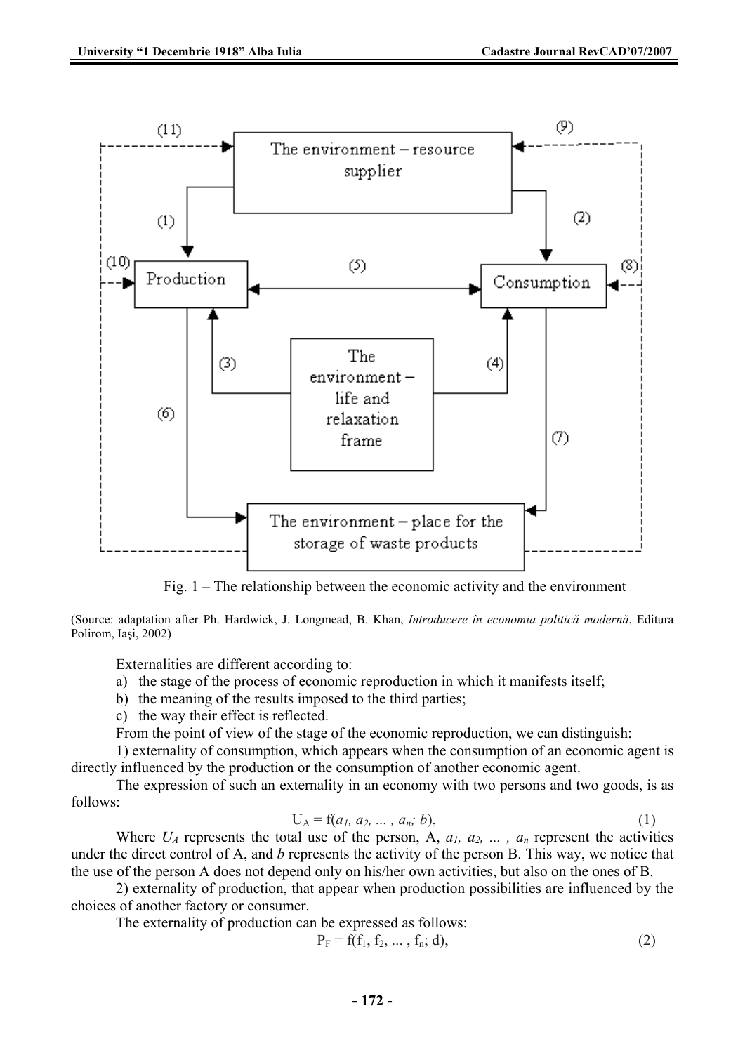Fig. 1 – The relationship between the economic activity and the environment

(Source: adaptation after Ph. Hardwick, J. Longmead, B. Khan, *Introducere în economia politică modernă*, Editura Polirom, Iaşi, 2002)

Externalities are different according to:

a) the stage of the process of economic reproduction in which it manifests itself;
b) the meaning of the results imposed to the third parties;
c) the way their effect is reflected.

From the point of view of the stage of the economic reproduction, we can distinguish:

1) externality of consumption, which appears when the consumption of an economic agent is directly influenced by the production or the consumption of another economic agent.

The expression of such an externality in an economy with two persons and two goods, is as follows:

$$U_A = f(a_1, a_2, \ldots, a_n; b), \tag{1}$$

Where $U_A$ represents the total use of the person, A, $a_1, a_2, \ldots, a_n$ represent the activities under the direct control of A, and $b$ represents the activity of the person B. This way, we notice that the use of the person A does not depend only on his/her own activities, but also on the ones of B.

2) externality of production, that appear when production possibilities are influenced by the choices of another factory or consumer.

The externality of production can be expressed as follows:

$$P_F = f(f_1, f_2, \ldots, f_n; d), \tag{2}$$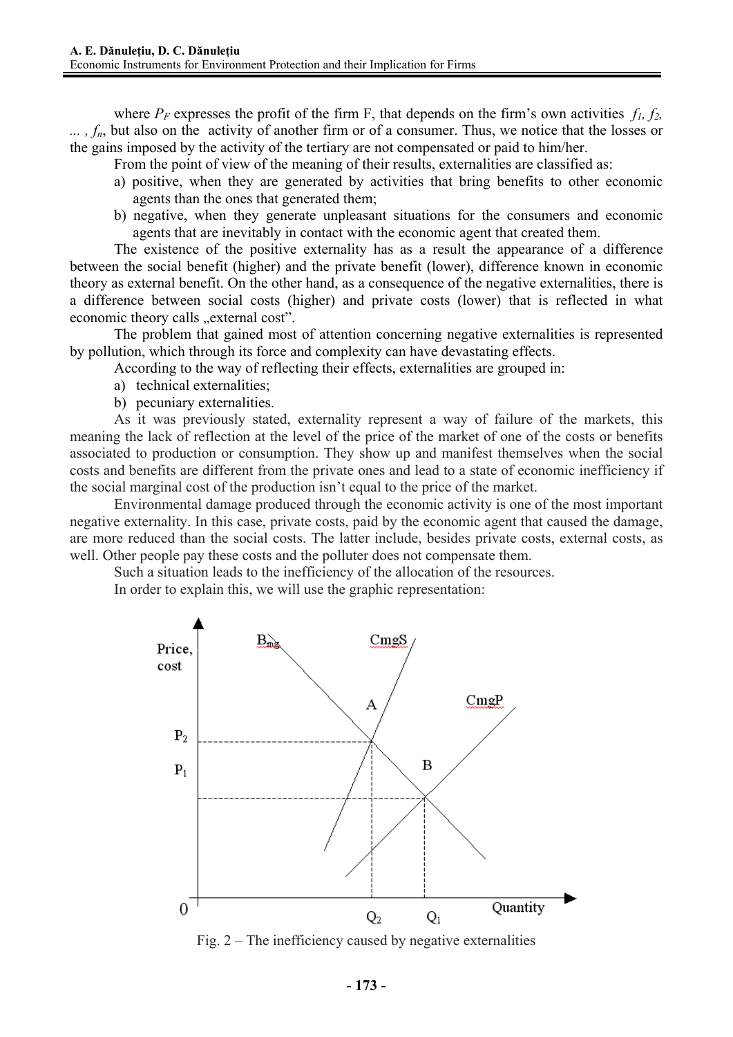where $P_F$ expresses the profit of the firm F, that depends on the firm's own activities $f_1, f_2, \ldots, f_n$, but also on the activity of another firm or of a consumer. Thus, we notice that the losses or the gains imposed by the activity of the tertiary are not compensated or paid to him/her.

From the point of view of the meaning of their results, externalities are classified as:

a) positive, when they are generated by activities that bring benefits to other economic agents than the ones that generated them;
b) negative, when they generate unpleasant situations for the consumers and economic agents that are inevitably in contact with the economic agent that created them.

The existence of the positive externality has as a result the appearance of a difference between the social benefit (higher) and the private benefit (lower), difference known in economic theory as external benefit. On the other hand, as a consequence of the negative externalities, there is a difference between social costs (higher) and private costs (lower) that is reflected in what economic theory calls „external cost".

The problem that gained most of attention concerning negative externalities is represented by pollution, which through its force and complexity can have devastating effects.

According to the way of reflecting their effects, externalities are grouped in:

a) technical externalities;
b) pecuniary externalities.

As it was previously stated, externality represent a way of failure of the markets, this meaning the lack of reflection at the level of the price of the market of one of the costs or benefits associated to production or consumption. They show up and manifest themselves when the social costs and benefits are different from the private ones and lead to a state of economic inefficiency if the social marginal cost of the production isn't equal to the price of the market.

Environmental damage produced through the economic activity is one of the most important negative externality. In this case, private costs, paid by the economic agent that caused the damage, are more reduced than the social costs. The latter include, besides private costs, external costs, as well. Other people pay these costs and the polluter does not compensate them.

Such a situation leads to the inefficiency of the allocation of the resources.

In order to explain this, we will use the graphic representation:

Fig. 2 – The inefficiency caused by negative externalities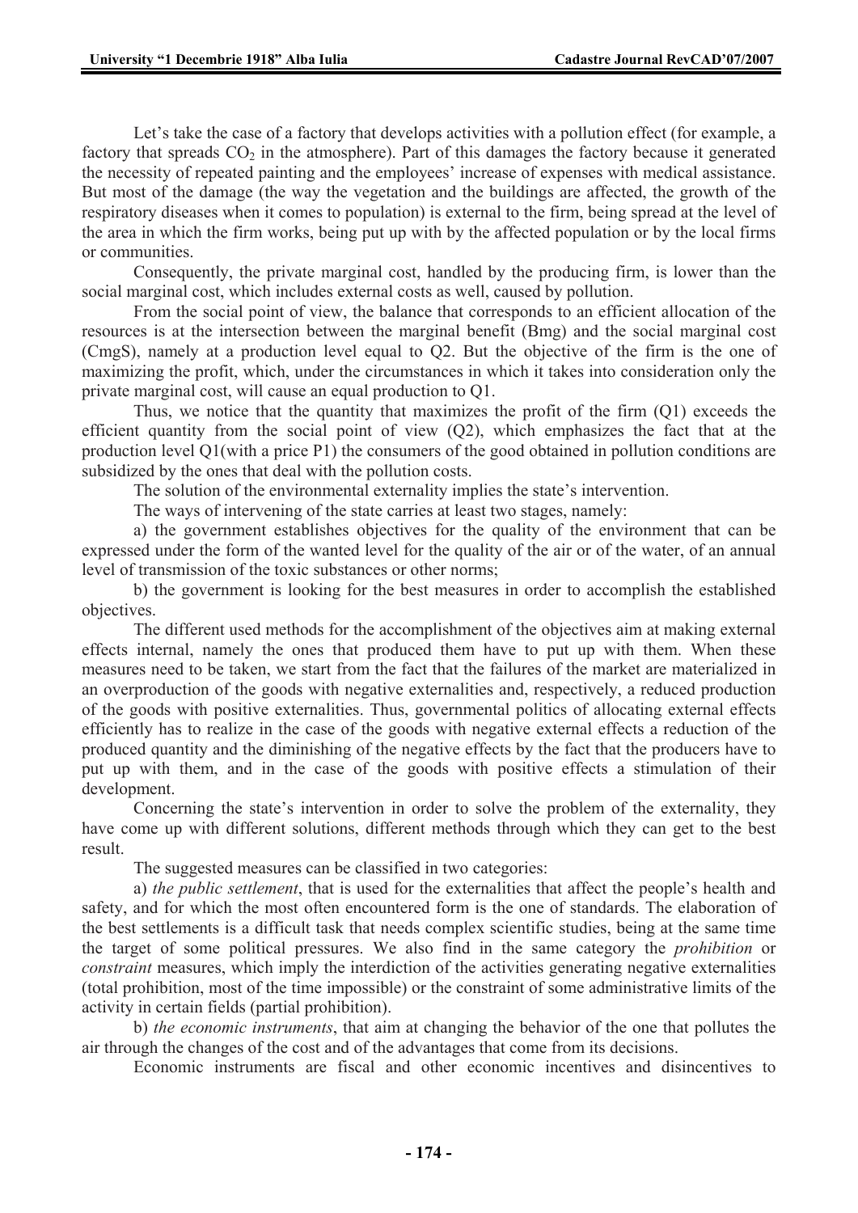Let's take the case of a factory that develops activities with a pollution effect (for example, a factory that spreads $CO_2$ in the atmosphere). Part of this damages the factory because it generated the necessity of repeated painting and the employees' increase of expenses with medical assistance. But most of the damage (the way the vegetation and the buildings are affected, the growth of the respiratory diseases when it comes to population) is external to the firm, being spread at the level of the area in which the firm works, being put up with by the affected population or by the local firms or communities.

Consequently, the private marginal cost, handled by the producing firm, is lower than the social marginal cost, which includes external costs as well, caused by pollution.

From the social point of view, the balance that corresponds to an efficient allocation of the resources is at the intersection between the marginal benefit (Bmg) and the social marginal cost (CmgS), namely at a production level equal to Q2. But the objective of the firm is the one of maximizing the profit, which, under the circumstances in which it takes into consideration only the private marginal cost, will cause an equal production to Q1.

Thus, we notice that the quantity that maximizes the profit of the firm (Q1) exceeds the efficient quantity from the social point of view (Q2), which emphasizes the fact that at the production level Q1(with a price P1) the consumers of the good obtained in pollution conditions are subsidized by the ones that deal with the pollution costs.

The solution of the environmental externality implies the state's intervention.

The ways of intervening of the state carries at least two stages, namely:

a) the government establishes objectives for the quality of the environment that can be expressed under the form of the wanted level for the quality of the air or of the water, of an annual level of transmission of the toxic substances or other norms;

b) the government is looking for the best measures in order to accomplish the established objectives.

The different used methods for the accomplishment of the objectives aim at making external effects internal, namely the ones that produced them have to put up with them. When these measures need to be taken, we start from the fact that the failures of the market are materialized in an overproduction of the goods with negative externalities and, respectively, a reduced production of the goods with positive externalities. Thus, governmental politics of allocating external effects efficiently has to realize in the case of the goods with negative external effects a reduction of the produced quantity and the diminishing of the negative effects by the fact that the producers have to put up with them, and in the case of the goods with positive effects a stimulation of their development.

Concerning the state's intervention in order to solve the problem of the externality, they have come up with different solutions, different methods through which they can get to the best result.

The suggested measures can be classified in two categories:

a) *the public settlement*, that is used for the externalities that affect the people's health and safety, and for which the most often encountered form is the one of standards. The elaboration of the best settlements is a difficult task that needs complex scientific studies, being at the same time the target of some political pressures. We also find in the same category the *prohibition* or *constraint* measures, which imply the interdiction of the activities generating negative externalities (total prohibition, most of the time impossible) or the constraint of some administrative limits of the activity in certain fields (partial prohibition).

b) *the economic instruments*, that aim at changing the behavior of the one that pollutes the air through the changes of the cost and of the advantages that come from its decisions.

Economic instruments are fiscal and other economic incentives and disincentives to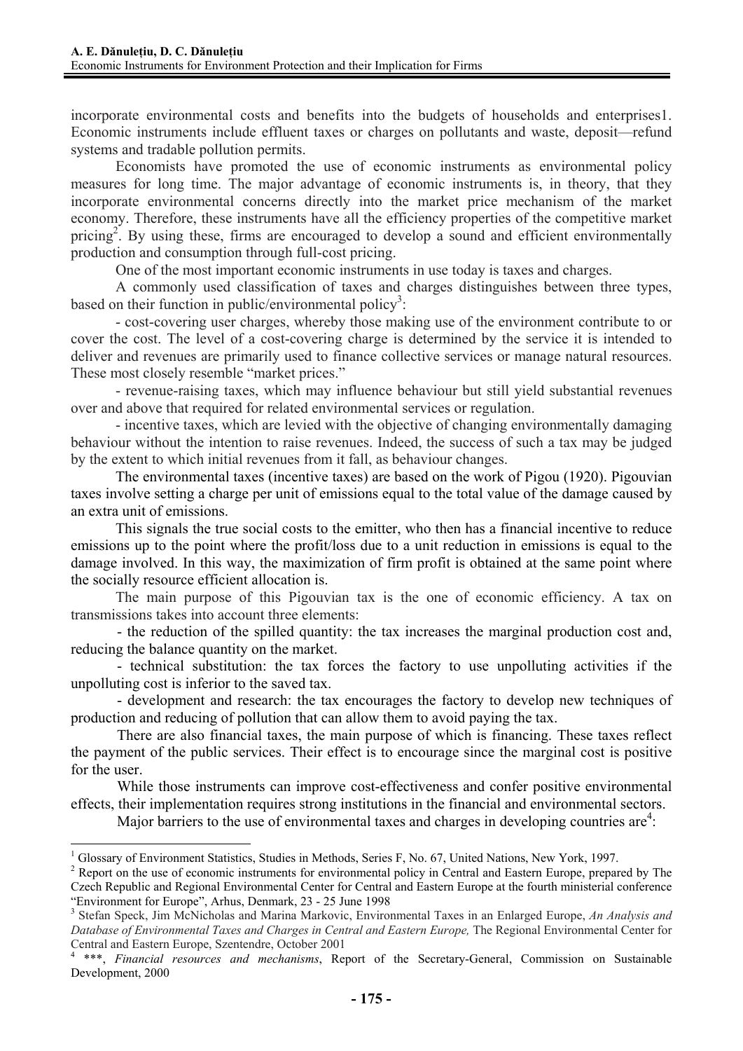incorporate environmental costs and benefits into the budgets of households and enterprises1. Economic instruments include effluent taxes or charges on pollutants and waste, deposit—refund systems and tradable pollution permits.

Economists have promoted the use of economic instruments as environmental policy measures for long time. The major advantage of economic instruments is, in theory, that they incorporate environmental concerns directly into the market price mechanism of the market economy. Therefore, these instruments have all the efficiency properties of the competitive market pricing[2]. By using these, firms are encouraged to develop a sound and efficient environmentally production and consumption through full-cost pricing.

One of the most important economic instruments in use today is taxes and charges.

A commonly used classification of taxes and charges distinguishes between three types, based on their function in public/environmental policy[3]:

- cost-covering user charges, whereby those making use of the environment contribute to or cover the cost. The level of a cost-covering charge is determined by the service it is intended to deliver and revenues are primarily used to finance collective services or manage natural resources. These most closely resemble "market prices."

- revenue-raising taxes, which may influence behaviour but still yield substantial revenues over and above that required for related environmental services or regulation.

- incentive taxes, which are levied with the objective of changing environmentally damaging behaviour without the intention to raise revenues. Indeed, the success of such a tax may be judged by the extent to which initial revenues from it fall, as behaviour changes.

The environmental taxes (incentive taxes) are based on the work of Pigou (1920). Pigouvian taxes involve setting a charge per unit of emissions equal to the total value of the damage caused by an extra unit of emissions.

This signals the true social costs to the emitter, who then has a financial incentive to reduce emissions up to the point where the profit/loss due to a unit reduction in emissions is equal to the damage involved. In this way, the maximization of firm profit is obtained at the same point where the socially resource efficient allocation is.

The main purpose of this Pigouvian tax is the one of economic efficiency. A tax on transmissions takes into account three elements:

- the reduction of the spilled quantity: the tax increases the marginal production cost and, reducing the balance quantity on the market.

- technical substitution: the tax forces the factory to use unpolluting activities if the unpolluting cost is inferior to the saved tax.

- development and research: the tax encourages the factory to develop new techniques of production and reducing of pollution that can allow them to avoid paying the tax.

There are also financial taxes, the main purpose of which is financing. These taxes reflect the payment of the public services. Their effect is to encourage since the marginal cost is positive for the user.

While those instruments can improve cost-effectiveness and confer positive environmental effects, their implementation requires strong institutions in the financial and environmental sectors.

Major barriers to the use of environmental taxes and charges in developing countries are[4]:

---

[1] Glossary of Environment Statistics, Studies in Methods, Series F, No. 67, United Nations, New York, 1997.

[2] Report on the use of economic instruments for environmental policy in Central and Eastern Europe, prepared by The Czech Republic and Regional Environmental Center for Central and Eastern Europe at the fourth ministerial conference "Environment for Europe", Arhus, Denmark, 23 - 25 June 1998

[3] Stefan Speck, Jim McNicholas and Marina Markovic, Environmental Taxes in an Enlarged Europe, *An Analysis and Database of Environmental Taxes and Charges in Central and Eastern Europe,* The Regional Environmental Center for Central and Eastern Europe, Szentendre, October 2001

[4] \*\*\*, *Financial resources and mechanisms*, Report of the Secretary-General, Commission on Sustainable Development, 2000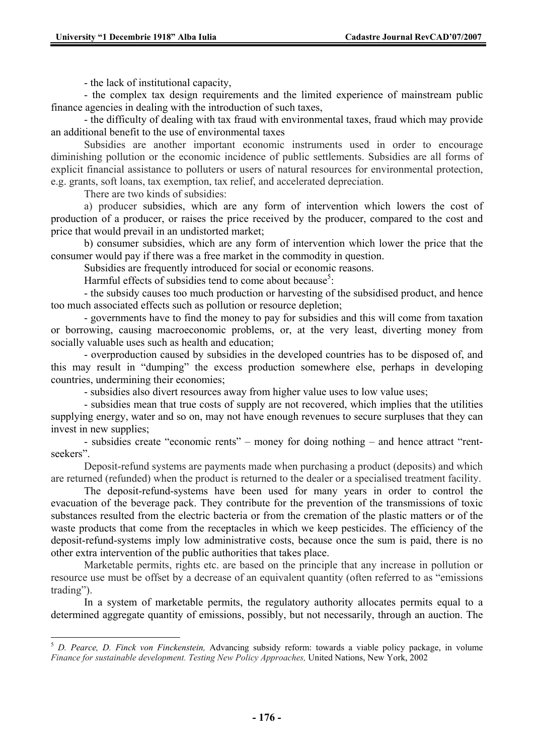- the lack of institutional capacity,

- the complex tax design requirements and the limited experience of mainstream public finance agencies in dealing with the introduction of such taxes,

- the difficulty of dealing with tax fraud with environmental taxes, fraud which may provide an additional benefit to the use of environmental taxes

Subsidies are another important economic instruments used in order to encourage diminishing pollution or the economic incidence of public settlements. Subsidies are all forms of explicit financial assistance to polluters or users of natural resources for environmental protection, e.g. grants, soft loans, tax exemption, tax relief, and accelerated depreciation.

There are two kinds of subsidies:

a) producer subsidies, which are any form of intervention which lowers the cost of production of a producer, or raises the price received by the producer, compared to the cost and price that would prevail in an undistorted market;

b) consumer subsidies, which are any form of intervention which lower the price that the consumer would pay if there was a free market in the commodity in question.

Subsidies are frequently introduced for social or economic reasons.

Harmful effects of subsidies tend to come about because[5]:

- the subsidy causes too much production or harvesting of the subsidised product, and hence too much associated effects such as pollution or resource depletion;

- governments have to find the money to pay for subsidies and this will come from taxation or borrowing, causing macroeconomic problems, or, at the very least, diverting money from socially valuable uses such as health and education;

- overproduction caused by subsidies in the developed countries has to be disposed of, and this may result in "dumping" the excess production somewhere else, perhaps in developing countries, undermining their economies;

- subsidies also divert resources away from higher value uses to low value uses;

- subsidies mean that true costs of supply are not recovered, which implies that the utilities supplying energy, water and so on, may not have enough revenues to secure surpluses that they can invest in new supplies;

- subsidies create "economic rents" – money for doing nothing – and hence attract "rent-seekers".

Deposit-refund systems are payments made when purchasing a product (deposits) and which are returned (refunded) when the product is returned to the dealer or a specialised treatment facility.

The deposit-refund-systems have been used for many years in order to control the evacuation of the beverage pack. They contribute for the prevention of the transmissions of toxic substances resulted from the electric bacteria or from the cremation of the plastic matters or of the waste products that come from the receptacles in which we keep pesticides. The efficiency of the deposit-refund-systems imply low administrative costs, because once the sum is paid, there is no other extra intervention of the public authorities that takes place.

Marketable permits, rights etc. are based on the principle that any increase in pollution or resource use must be offset by a decrease of an equivalent quantity (often referred to as "emissions trading").

In a system of marketable permits, the regulatory authority allocates permits equal to a determined aggregate quantity of emissions, possibly, but not necessarily, through an auction. The

---

[5] *D. Pearce, D. Finck von Finckenstein,* Advancing subsidy reform: towards a viable policy package, in volume *Finance for sustainable development. Testing New Policy Approaches,* United Nations, New York, 2002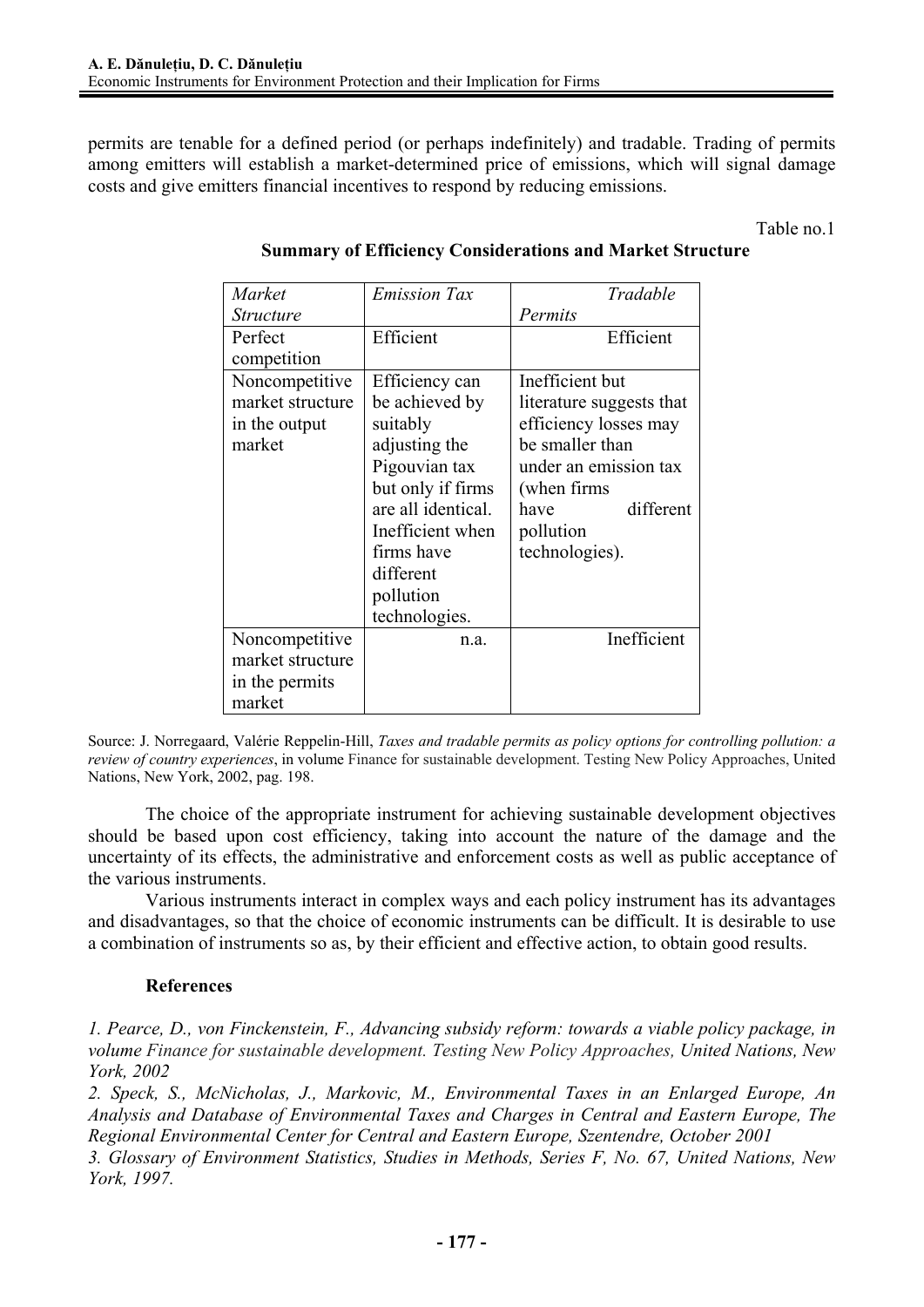permits are tenable for a defined period (or perhaps indefinitely) and tradable. Trading of permits among emitters will establish a market-determined price of emissions, which will signal damage costs and give emitters financial incentives to respond by reducing emissions.

Table no.1

**Summary of Efficiency Considerations and Market Structure**

| *Market Structure* | *Emission Tax* | *Tradable Permits* |
|---|---|---|
| Perfect competition | Efficient | Efficient |
| Noncompetitive market structure in the output market | Efficiency can be achieved by suitably adjusting the Pigouvian tax but only if firms are all identical. Inefficient when firms have different pollution technologies. | Inefficient but literature suggests that efficiency losses may be smaller than under an emission tax (when firms have different pollution technologies). |
| Noncompetitive market structure in the permits market | n.a. | Inefficient |

Source: J. Norregaard, Valérie Reppelin-Hill, *Taxes and tradable permits as policy options for controlling pollution: a review of country experiences*, in volume Finance for sustainable development. Testing New Policy Approaches, United Nations, New York, 2002, pag. 198.

The choice of the appropriate instrument for achieving sustainable development objectives should be based upon cost efficiency, taking into account the nature of the damage and the uncertainty of its effects, the administrative and enforcement costs as well as public acceptance of the various instruments.

Various instruments interact in complex ways and each policy instrument has its advantages and disadvantages, so that the choice of economic instruments can be difficult. It is desirable to use a combination of instruments so as, by their efficient and effective action, to obtain good results.

**References**

*1. Pearce, D., von Finckenstein, F., Advancing subsidy reform: towards a viable policy package, in volume Finance for sustainable development. Testing New Policy Approaches, United Nations, New York, 2002*

*2. Speck, S., McNicholas, J., Markovic, M., Environmental Taxes in an Enlarged Europe, An Analysis and Database of Environmental Taxes and Charges in Central and Eastern Europe, The Regional Environmental Center for Central and Eastern Europe, Szentendre, October 2001*

*3. Glossary of Environment Statistics, Studies in Methods, Series F, No. 67, United Nations, New York, 1997.*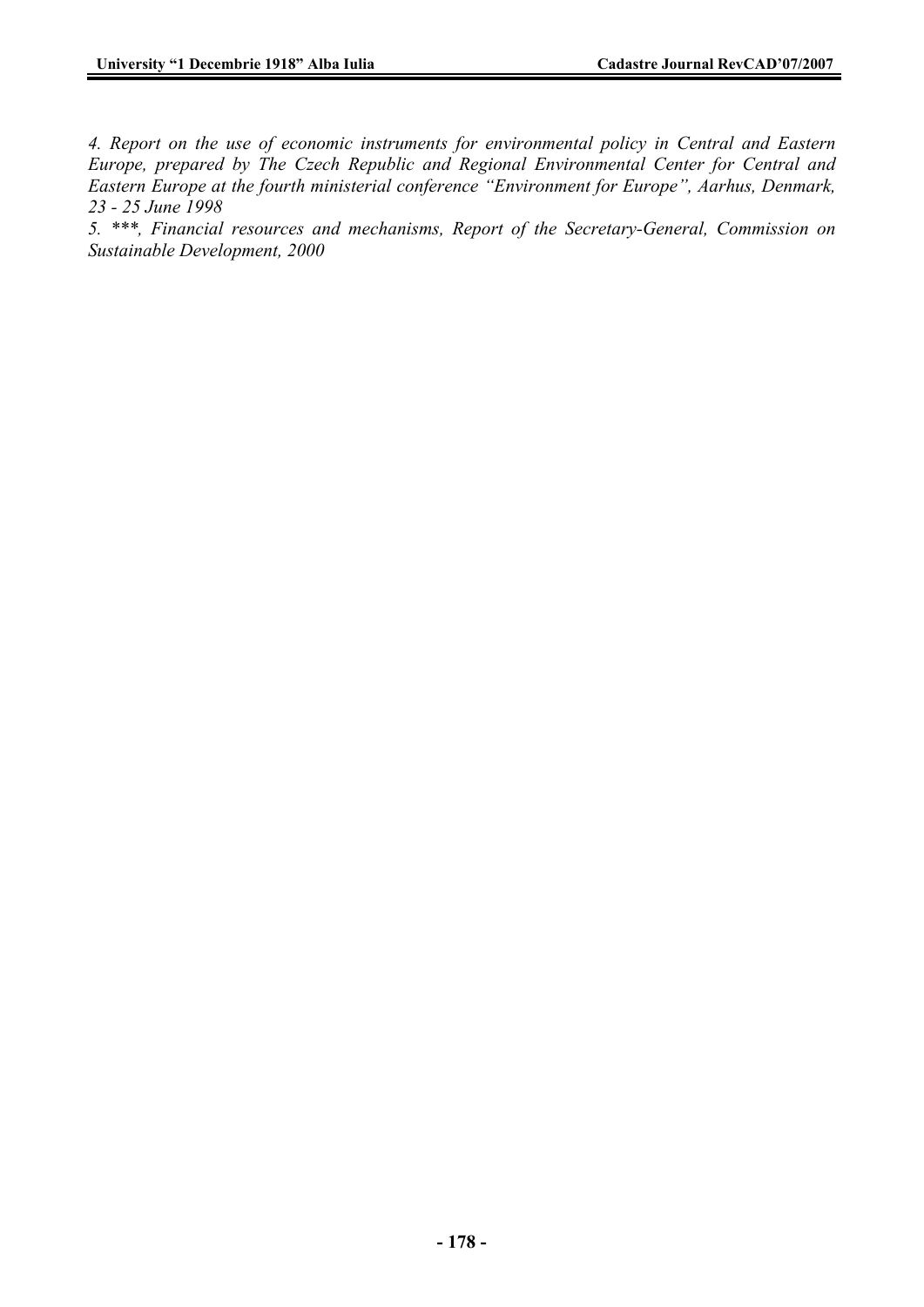*4. Report on the use of economic instruments for environmental policy in Central and Eastern Europe, prepared by The Czech Republic and Regional Environmental Center for Central and Eastern Europe at the fourth ministerial conference "Environment for Europe", Aarhus, Denmark, 23 - 25 June 1998*

*5. ***, Financial resources and mechanisms, Report of the Secretary-General, Commission on Sustainable Development, 2000*